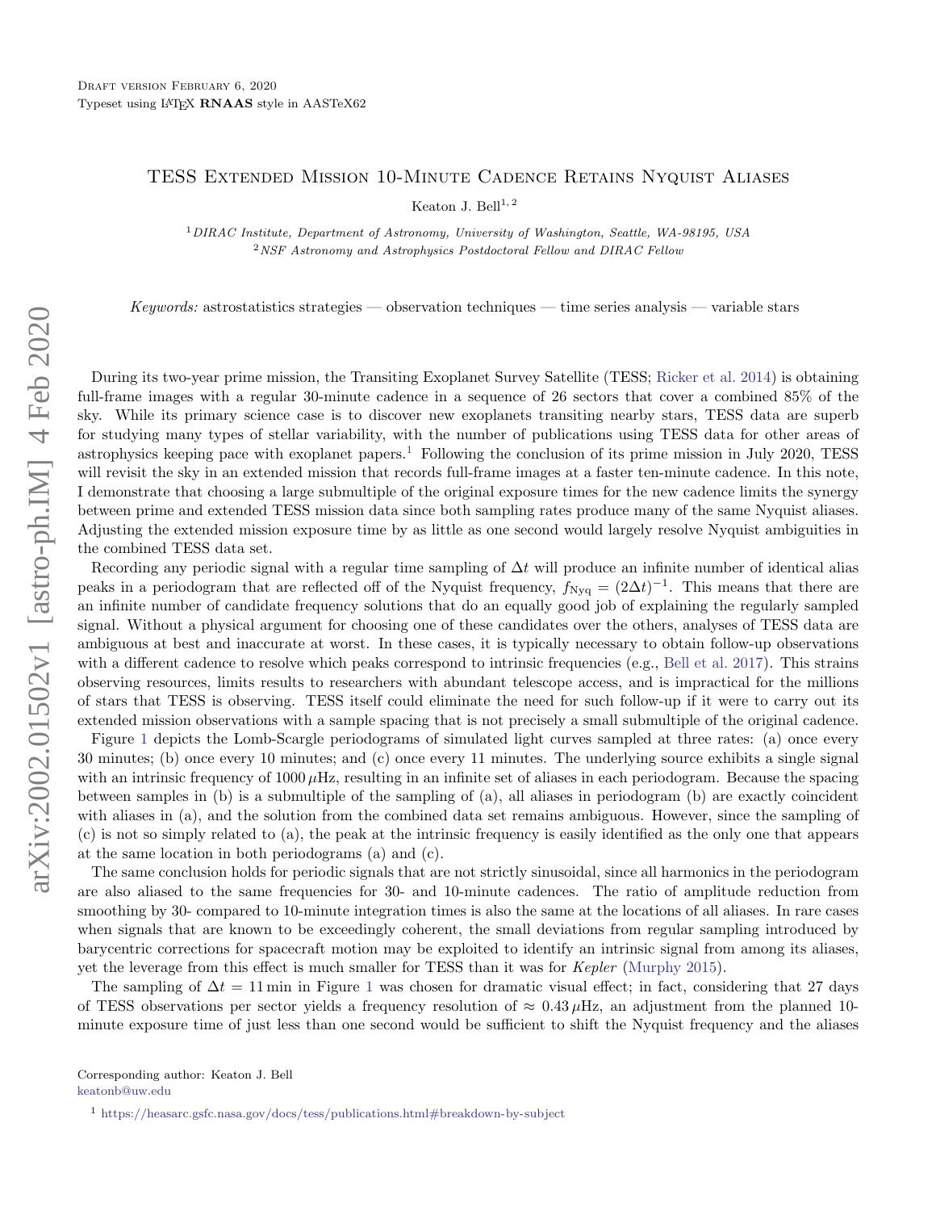Draft version February 6, 2020
Typeset using LaTeX **RNAAS** style in AASTeX62

# TESS Extended Mission 10-Minute Cadence Retains Nyquist Aliases

Keaton J. Bell[1,2]

[1] *DIRAC Institute, Department of Astronomy, University of Washington, Seattle, WA-98195, USA*
[2] *NSF Astronomy and Astrophysics Postdoctoral Fellow and DIRAC Fellow*

*Keywords:* astrostatistics strategies — observation techniques — time series analysis — variable stars

During its two-year prime mission, the Transiting Exoplanet Survey Satellite (TESS; Ricker et al. 2014) is obtaining full-frame images with a regular 30-minute cadence in a sequence of 26 sectors that cover a combined 85% of the sky. While its primary science case is to discover new exoplanets transiting nearby stars, TESS data are superb for studying many types of stellar variability, with the number of publications using TESS data for other areas of astrophysics keeping pace with exoplanet papers.[1] Following the conclusion of its prime mission in July 2020, TESS will revisit the sky in an extended mission that records full-frame images at a faster ten-minute cadence. In this note, I demonstrate that choosing a large submultiple of the original exposure times for the new cadence limits the synergy between prime and extended TESS mission data since both sampling rates produce many of the same Nyquist aliases. Adjusting the extended mission exposure time by as little as one second would largely resolve Nyquist ambiguities in the combined TESS data set.

Recording any periodic signal with a regular time sampling of $\Delta t$ will produce an infinite number of identical alias peaks in a periodogram that are reflected off of the Nyquist frequency, $f_{\rm Nyq} = (2\Delta t)^{-1}$. This means that there are an infinite number of candidate frequency solutions that do an equally good job of explaining the regularly sampled signal. Without a physical argument for choosing one of these candidates over the others, analyses of TESS data are ambiguous at best and inaccurate at worst. In these cases, it is typically necessary to obtain follow-up observations with a different cadence to resolve which peaks correspond to intrinsic frequencies (e.g., Bell et al. 2017). This strains observing resources, limits results to researchers with abundant telescope access, and is impractical for the millions of stars that TESS is observing. TESS itself could eliminate the need for such follow-up if it were to carry out its extended mission observations with a sample spacing that is not precisely a small submultiple of the original cadence.

Figure 1 depicts the Lomb-Scargle periodograms of simulated light curves sampled at three rates: (a) once every 30 minutes; (b) once every 10 minutes; and (c) once every 11 minutes. The underlying source exhibits a single signal with an intrinsic frequency of $1000\,\mu$Hz, resulting in an infinite set of aliases in each periodogram. Because the spacing between samples in (b) is a submultiple of the sampling of (a), all aliases in periodogram (b) are exactly coincident with aliases in (a), and the solution from the combined data set remains ambiguous. However, since the sampling of (c) is not so simply related to (a), the peak at the intrinsic frequency is easily identified as the only one that appears at the same location in both periodograms (a) and (c).

The same conclusion holds for periodic signals that are not strictly sinusoidal, since all harmonics in the periodogram are also aliased to the same frequencies for 30- and 10-minute cadences. The ratio of amplitude reduction from smoothing by 30- compared to 10-minute integration times is also the same at the locations of all aliases. In rare cases when signals that are known to be exceedingly coherent, the small deviations from regular sampling introduced by barycentric corrections for spacecraft motion may be exploited to identify an intrinsic signal from among its aliases, yet the leverage from this effect is much smaller for TESS than it was for *Kepler* (Murphy 2015).

The sampling of $\Delta t = 11$ min in Figure 1 was chosen for dramatic visual effect; in fact, considering that 27 days of TESS observations per sector yields a frequency resolution of $\approx 0.43\,\mu$Hz, an adjustment from the planned 10-minute exposure time of just less than one second would be sufficient to shift the Nyquist frequency and the aliases

Corresponding author: Keaton J. Bell
keatonb@uw.edu

[1] https://heasarc.gsfc.nasa.gov/docs/tess/publications.html#breakdown-by-subject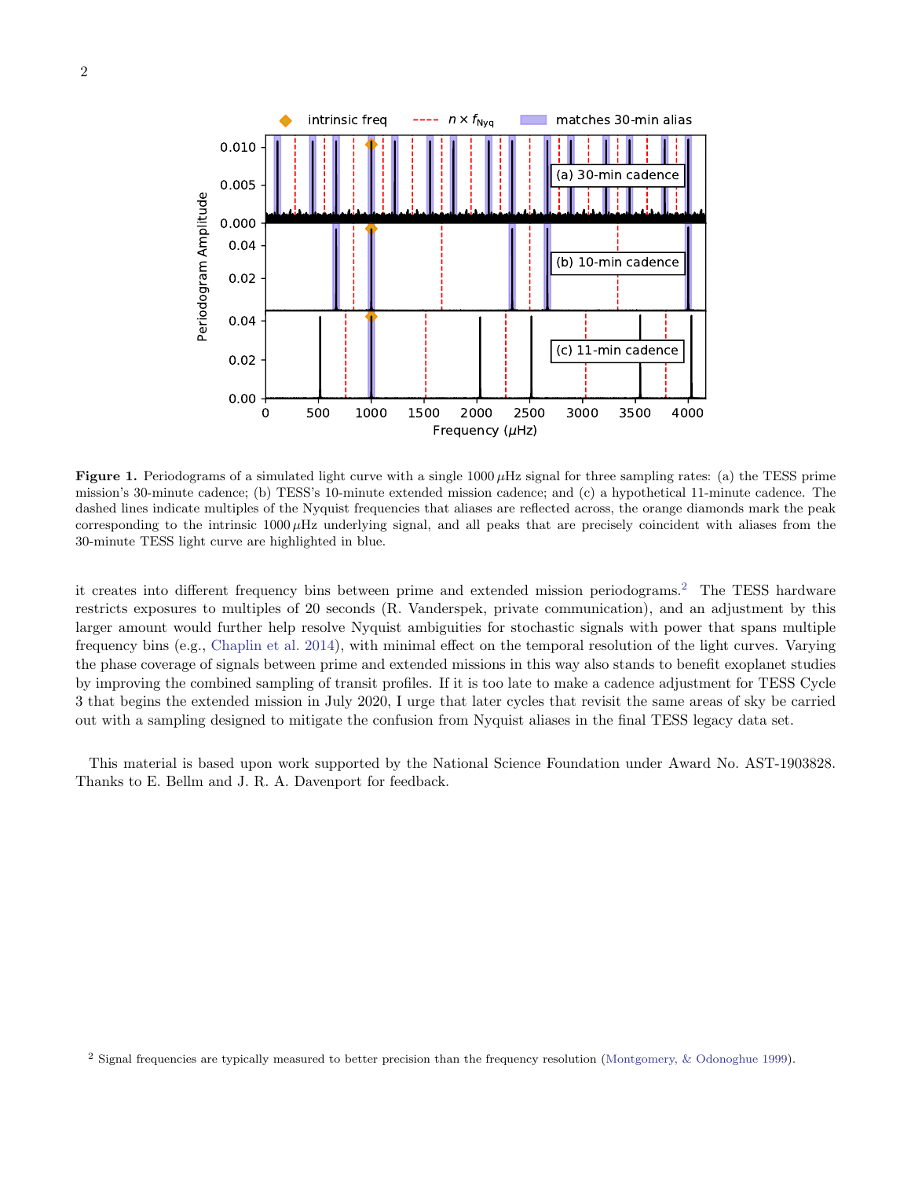**Figure 1.** Periodograms of a simulated light curve with a single 1000 $\mu$Hz signal for three sampling rates: (a) the TESS prime mission's 30-minute cadence; (b) TESS's 10-minute extended mission cadence; and (c) a hypothetical 11-minute cadence. The dashed lines indicate multiples of the Nyquist frequencies that aliases are reflected across, the orange diamonds mark the peak corresponding to the intrinsic 1000 $\mu$Hz underlying signal, and all peaks that are precisely coincident with aliases from the 30-minute TESS light curve are highlighted in blue.

it creates into different frequency bins between prime and extended mission periodograms.[2] The TESS hardware restricts exposures to multiples of 20 seconds (R. Vanderspek, private communication), and an adjustment by this larger amount would further help resolve Nyquist ambiguities for stochastic signals with power that spans multiple frequency bins (e.g., Chaplin et al. 2014), with minimal effect on the temporal resolution of the light curves. Varying the phase coverage of signals between prime and extended missions in this way also stands to benefit exoplanet studies by improving the combined sampling of transit profiles. If it is too late to make a cadence adjustment for TESS Cycle 3 that begins the extended mission in July 2020, I urge that later cycles that revisit the same areas of sky be carried out with a sampling designed to mitigate the confusion from Nyquist aliases in the final TESS legacy data set.

This material is based upon work supported by the National Science Foundation under Award No. AST-1903828. Thanks to E. Bellm and J. R. A. Davenport for feedback.

[2] Signal frequencies are typically measured to better precision than the frequency resolution (Montgomery, & Odonoghue 1999).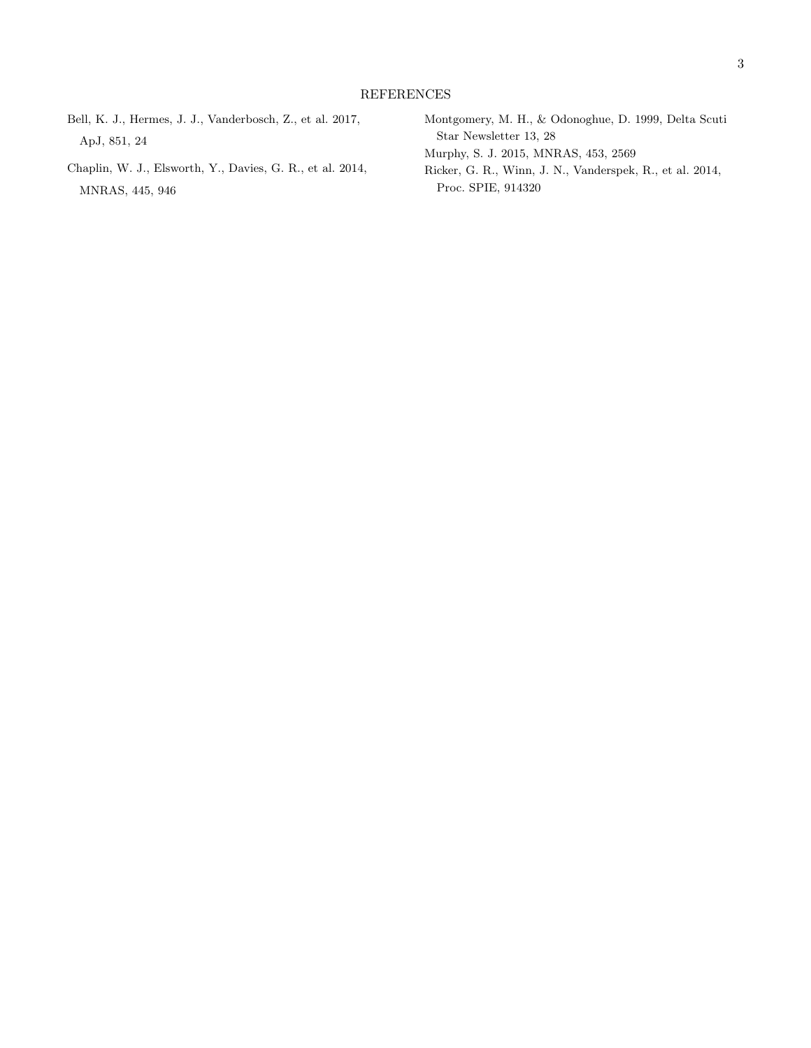## REFERENCES

Bell, K. J., Hermes, J. J., Vanderbosch, Z., et al. 2017, ApJ, 851, 24

Chaplin, W. J., Elsworth, Y., Davies, G. R., et al. 2014, MNRAS, 445, 946

Montgomery, M. H., & Odonoghue, D. 1999, Delta Scuti Star Newsletter 13, 28

Murphy, S. J. 2015, MNRAS, 453, 2569

Ricker, G. R., Winn, J. N., Vanderspek, R., et al. 2014, Proc. SPIE, 914320